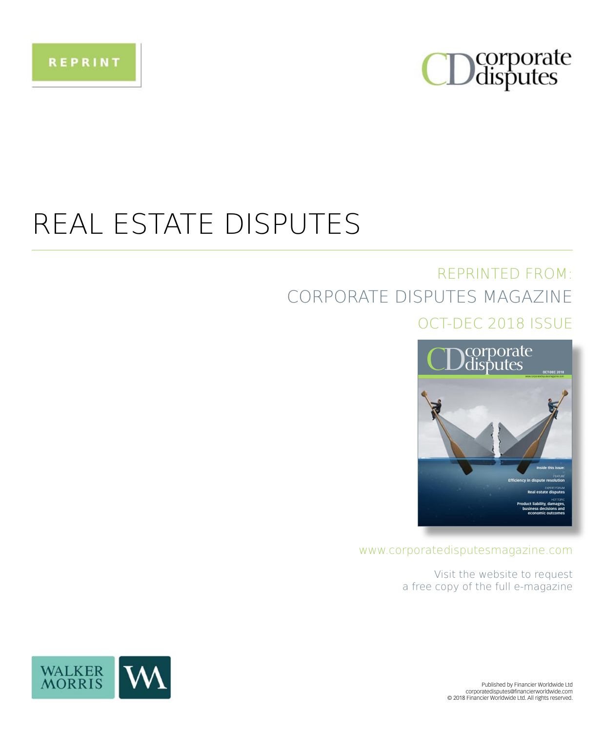REPRINT

# REAL ESTATE DISPUTES

REPRINTED FROM:

CORPORATE DISPUTES MAGAZINE

OCT-DEC 2018 ISSUE

www.corporatedisputesmagazine.com

Visit the website to request
a free copy of the full e-magazine

Published by Financier Worldwide Ltd
corporatedisputes@financierworldwide.com
© 2018 Financier Worldwide Ltd. All rights reserved.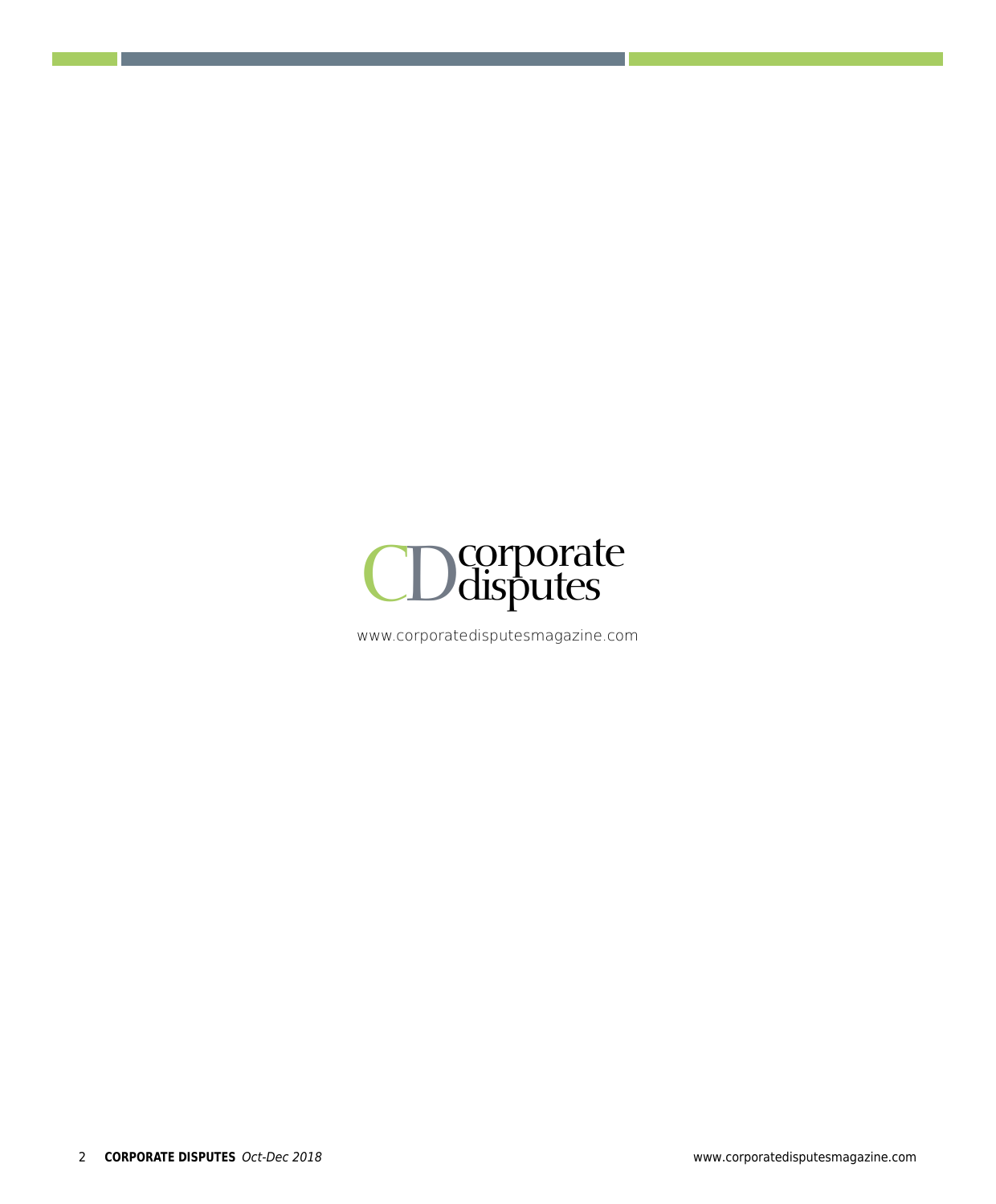corporate disputes

www.corporatedisputesmagazine.com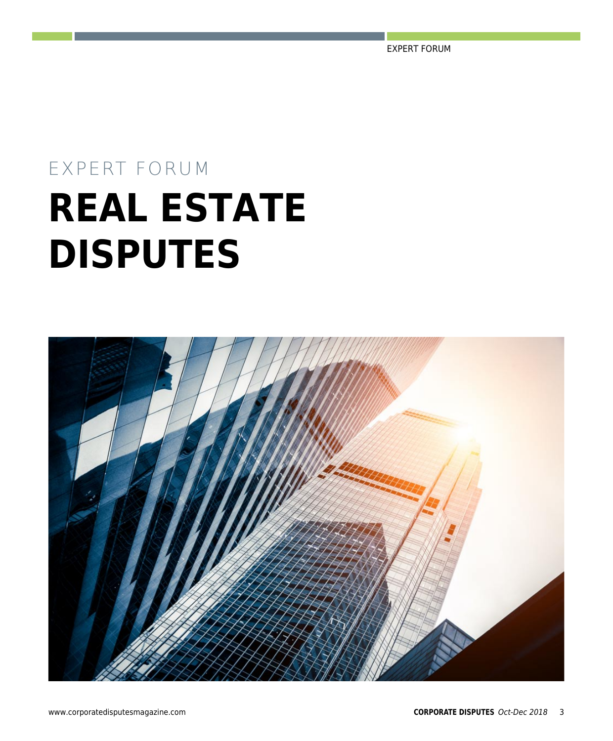EXPERT FORUM

# REAL ESTATE DISPUTES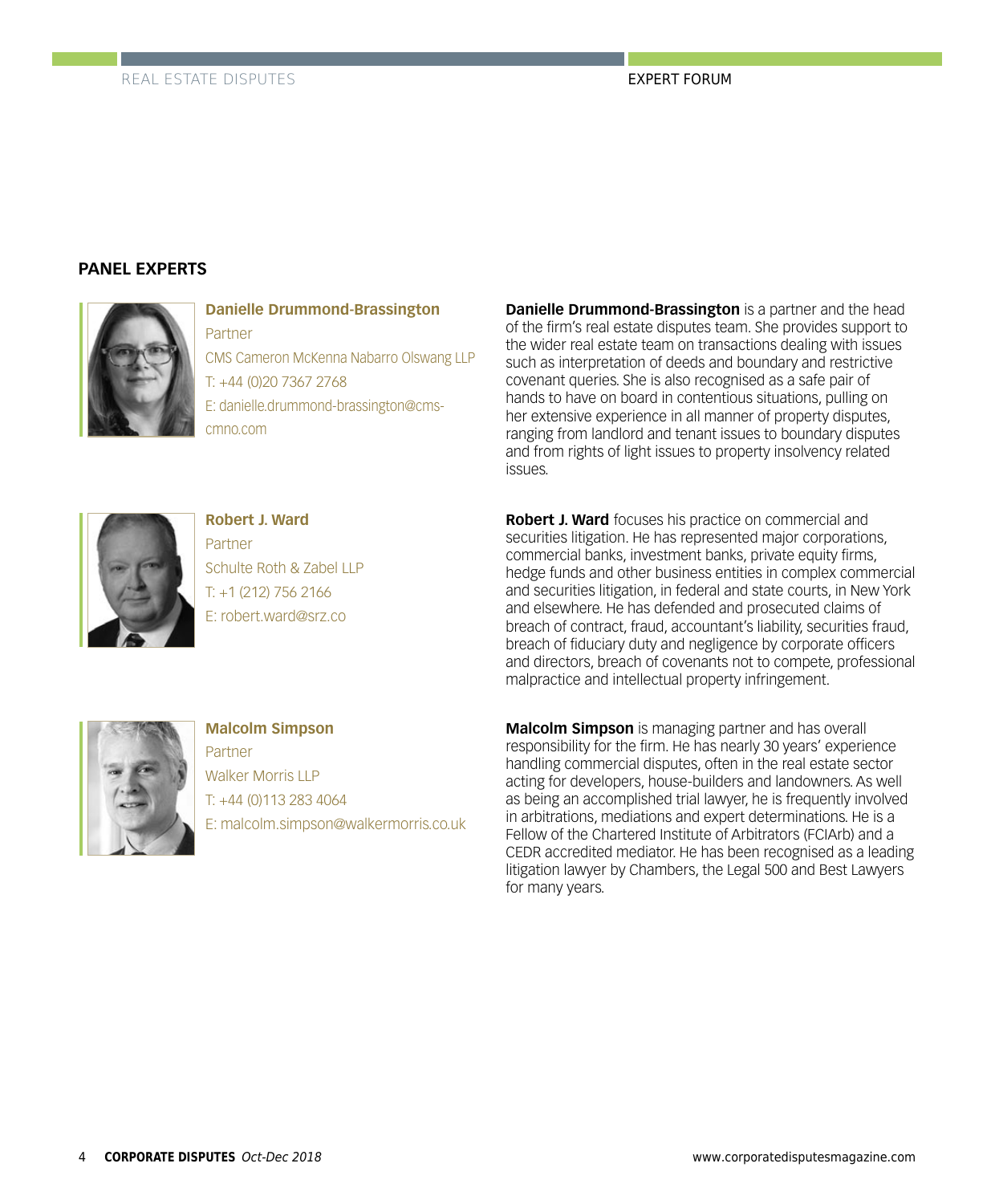## PANEL EXPERTS

**Danielle Drummond-Brassington**
Partner
CMS Cameron McKenna Nabarro Olswang LLP
T: +44 (0)20 7367 2768
E: danielle.drummond-brassington@cms-cmno.com

**Danielle Drummond-Brassington** is a partner and the head of the firm's real estate disputes team. She provides support to the wider real estate team on transactions dealing with issues such as interpretation of deeds and boundary and restrictive covenant queries. She is also recognised as a safe pair of hands to have on board in contentious situations, pulling on her extensive experience in all manner of property disputes, ranging from landlord and tenant issues to boundary disputes and from rights of light issues to property insolvency related issues.

**Robert J. Ward**
Partner
Schulte Roth & Zabel LLP
T: +1 (212) 756 2166
E: robert.ward@srz.co

**Robert J. Ward** focuses his practice on commercial and securities litigation. He has represented major corporations, commercial banks, investment banks, private equity firms, hedge funds and other business entities in complex commercial and securities litigation, in federal and state courts, in New York and elsewhere. He has defended and prosecuted claims of breach of contract, fraud, accountant's liability, securities fraud, breach of fiduciary duty and negligence by corporate officers and directors, breach of covenants not to compete, professional malpractice and intellectual property infringement.

**Malcolm Simpson**
Partner
Walker Morris LLP
T: +44 (0)113 283 4064
E: malcolm.simpson@walkermorris.co.uk

**Malcolm Simpson** is managing partner and has overall responsibility for the firm. He has nearly 30 years' experience handling commercial disputes, often in the real estate sector acting for developers, house-builders and landowners. As well as being an accomplished trial lawyer, he is frequently involved in arbitrations, mediations and expert determinations. He is a Fellow of the Chartered Institute of Arbitrators (FCIArb) and a CEDR accredited mediator. He has been recognised as a leading litigation lawyer by Chambers, the Legal 500 and Best Lawyers for many years.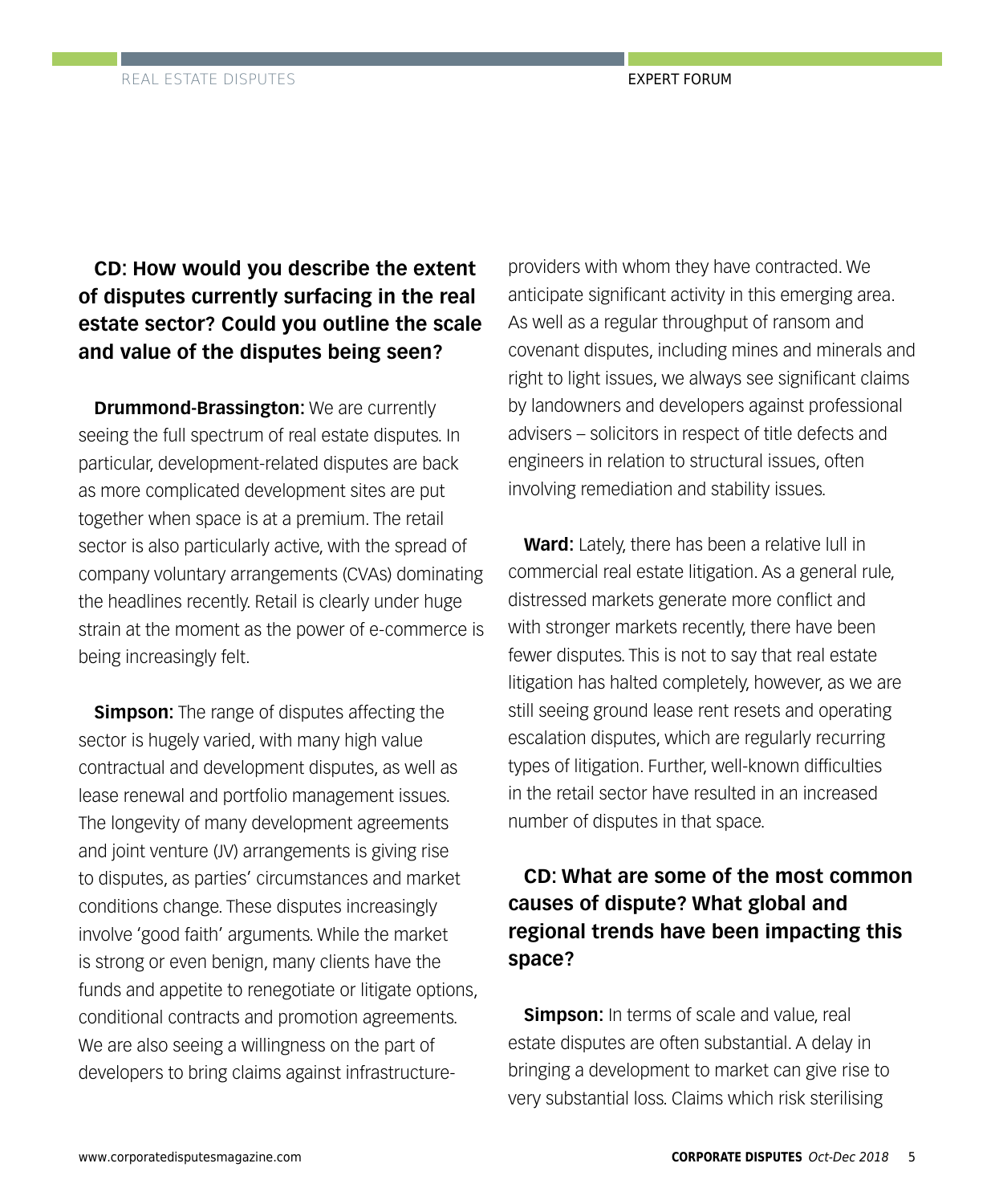**CD: How would you describe the extent of disputes currently surfacing in the real estate sector? Could you outline the scale and value of the disputes being seen?**

**Drummond-Brassington:** We are currently seeing the full spectrum of real estate disputes. In particular, development-related disputes are back as more complicated development sites are put together when space is at a premium. The retail sector is also particularly active, with the spread of company voluntary arrangements (CVAs) dominating the headlines recently. Retail is clearly under huge strain at the moment as the power of e-commerce is being increasingly felt.

**Simpson:** The range of disputes affecting the sector is hugely varied, with many high value contractual and development disputes, as well as lease renewal and portfolio management issues. The longevity of many development agreements and joint venture (JV) arrangements is giving rise to disputes, as parties' circumstances and market conditions change. These disputes increasingly involve 'good faith' arguments. While the market is strong or even benign, many clients have the funds and appetite to renegotiate or litigate options, conditional contracts and promotion agreements. We are also seeing a willingness on the part of developers to bring claims against infrastructure-providers with whom they have contracted. We anticipate significant activity in this emerging area. As well as a regular throughput of ransom and covenant disputes, including mines and minerals and right to light issues, we always see significant claims by landowners and developers against professional advisers – solicitors in respect of title defects and engineers in relation to structural issues, often involving remediation and stability issues.

**Ward:** Lately, there has been a relative lull in commercial real estate litigation. As a general rule, distressed markets generate more conflict and with stronger markets recently, there have been fewer disputes. This is not to say that real estate litigation has halted completely, however, as we are still seeing ground lease rent resets and operating escalation disputes, which are regularly recurring types of litigation. Further, well-known difficulties in the retail sector have resulted in an increased number of disputes in that space.

**CD: What are some of the most common causes of dispute? What global and regional trends have been impacting this space?**

**Simpson:** In terms of scale and value, real estate disputes are often substantial. A delay in bringing a development to market can give rise to very substantial loss. Claims which risk sterilising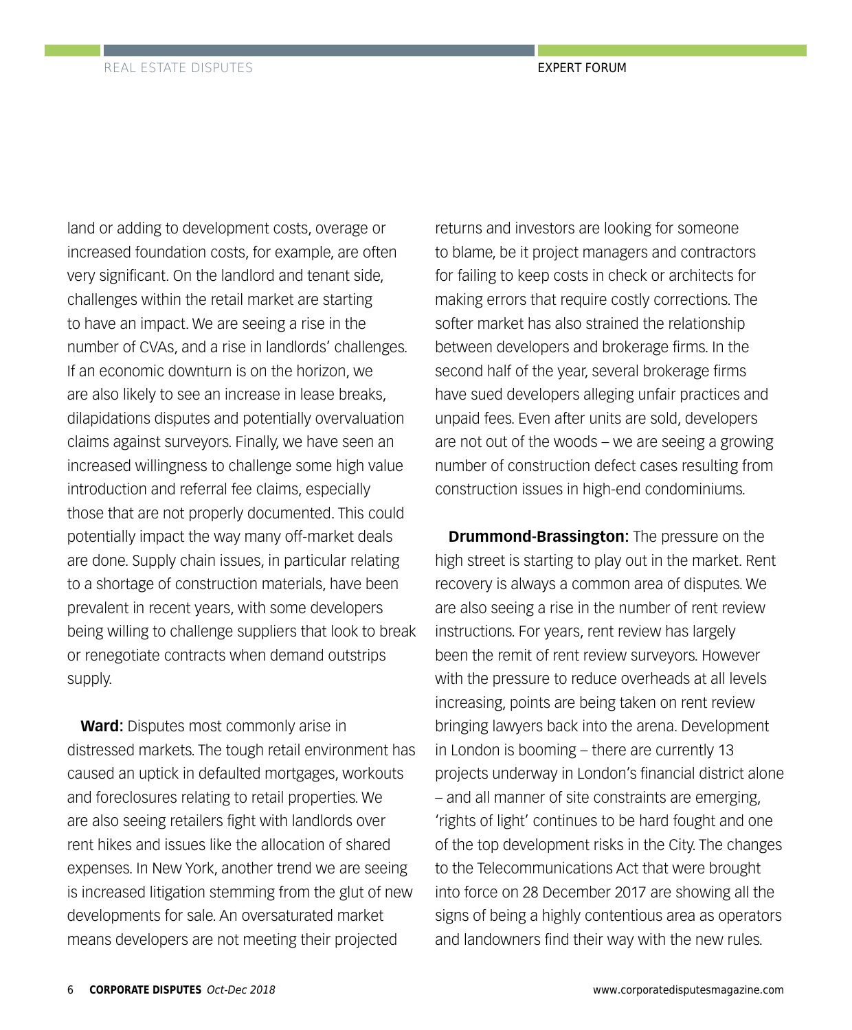land or adding to development costs, overage or increased foundation costs, for example, are often very significant. On the landlord and tenant side, challenges within the retail market are starting to have an impact. We are seeing a rise in the number of CVAs, and a rise in landlords' challenges. If an economic downturn is on the horizon, we are also likely to see an increase in lease breaks, dilapidations disputes and potentially overvaluation claims against surveyors. Finally, we have seen an increased willingness to challenge some high value introduction and referral fee claims, especially those that are not properly documented. This could potentially impact the way many off-market deals are done. Supply chain issues, in particular relating to a shortage of construction materials, have been prevalent in recent years, with some developers being willing to challenge suppliers that look to break or renegotiate contracts when demand outstrips supply.

**Ward:** Disputes most commonly arise in distressed markets. The tough retail environment has caused an uptick in defaulted mortgages, workouts and foreclosures relating to retail properties. We are also seeing retailers fight with landlords over rent hikes and issues like the allocation of shared expenses. In New York, another trend we are seeing is increased litigation stemming from the glut of new developments for sale. An oversaturated market means developers are not meeting their projected returns and investors are looking for someone to blame, be it project managers and contractors for failing to keep costs in check or architects for making errors that require costly corrections. The softer market has also strained the relationship between developers and brokerage firms. In the second half of the year, several brokerage firms have sued developers alleging unfair practices and unpaid fees. Even after units are sold, developers are not out of the woods – we are seeing a growing number of construction defect cases resulting from construction issues in high-end condominiums.

**Drummond-Brassington:** The pressure on the high street is starting to play out in the market. Rent recovery is always a common area of disputes. We are also seeing a rise in the number of rent review instructions. For years, rent review has largely been the remit of rent review surveyors. However with the pressure to reduce overheads at all levels increasing, points are being taken on rent review bringing lawyers back into the arena. Development in London is booming – there are currently 13 projects underway in London's financial district alone – and all manner of site constraints are emerging, 'rights of light' continues to be hard fought and one of the top development risks in the City. The changes to the Telecommunications Act that were brought into force on 28 December 2017 are showing all the signs of being a highly contentious area as operators and landowners find their way with the new rules.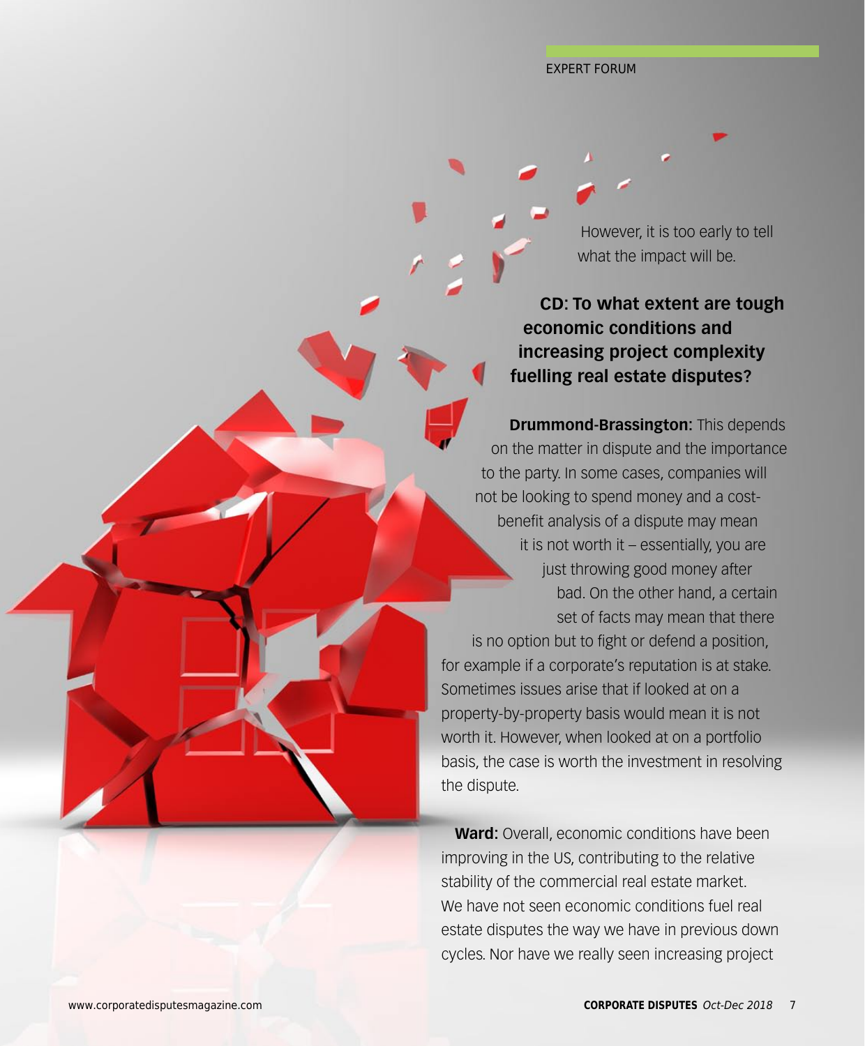However, it is too early to tell what the impact will be.

**CD: To what extent are tough economic conditions and increasing project complexity fuelling real estate disputes?**

**Drummond-Brassington:** This depends on the matter in dispute and the importance to the party. In some cases, companies will not be looking to spend money and a cost-benefit analysis of a dispute may mean it is not worth it – essentially, you are just throwing good money after bad. On the other hand, a certain set of facts may mean that there is no option but to fight or defend a position, for example if a corporate's reputation is at stake. Sometimes issues arise that if looked at on a property-by-property basis would mean it is not worth it. However, when looked at on a portfolio basis, the case is worth the investment in resolving the dispute.

**Ward:** Overall, economic conditions have been improving in the US, contributing to the relative stability of the commercial real estate market. We have not seen economic conditions fuel real estate disputes the way we have in previous down cycles. Nor have we really seen increasing project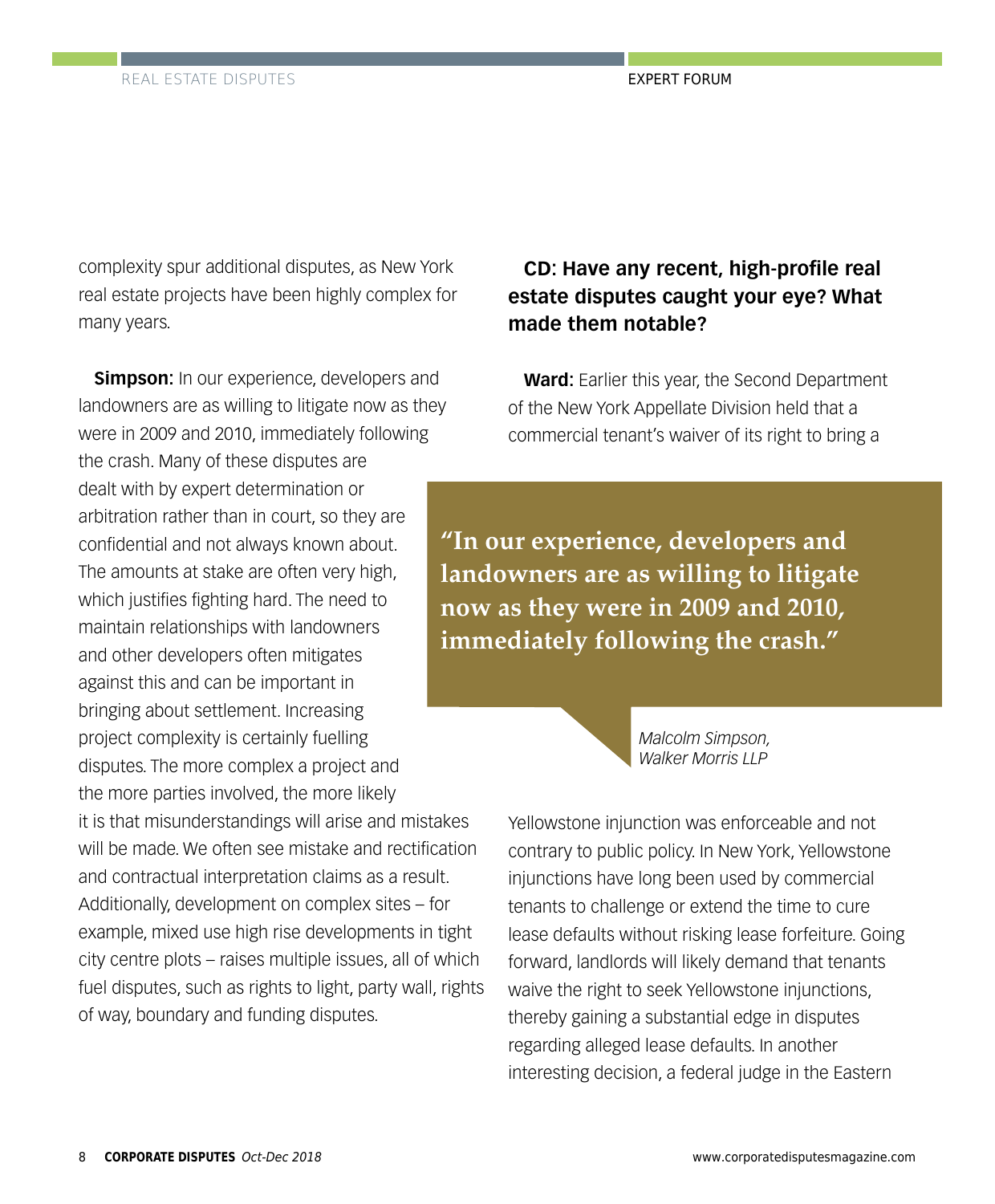complexity spur additional disputes, as New York real estate projects have been highly complex for many years.

**Simpson:** In our experience, developers and landowners are as willing to litigate now as they were in 2009 and 2010, immediately following the crash. Many of these disputes are dealt with by expert determination or arbitration rather than in court, so they are confidential and not always known about. The amounts at stake are often very high, which justifies fighting hard. The need to maintain relationships with landowners and other developers often mitigates against this and can be important in bringing about settlement. Increasing project complexity is certainly fuelling disputes. The more complex a project and the more parties involved, the more likely it is that misunderstandings will arise and mistakes will be made. We often see mistake and rectification and contractual interpretation claims as a result. Additionally, development on complex sites – for example, mixed use high rise developments in tight city centre plots – raises multiple issues, all of which fuel disputes, such as rights to light, party wall, rights of way, boundary and funding disputes.

**CD: Have any recent, high-profile real estate disputes caught your eye? What made them notable?**

**Ward:** Earlier this year, the Second Department of the New York Appellate Division held that a commercial tenant's waiver of its right to bring a Yellowstone injunction was enforceable and not contrary to public policy. In New York, Yellowstone injunctions have long been used by commercial tenants to challenge or extend the time to cure lease defaults without risking lease forfeiture. Going forward, landlords will likely demand that tenants waive the right to seek Yellowstone injunctions, thereby gaining a substantial edge in disputes regarding alleged lease defaults. In another interesting decision, a federal judge in the Eastern

> **"In our experience, developers and landowners are as willing to litigate now as they were in 2009 and 2010, immediately following the crash."**
>
> *Malcolm Simpson, Walker Morris LLP*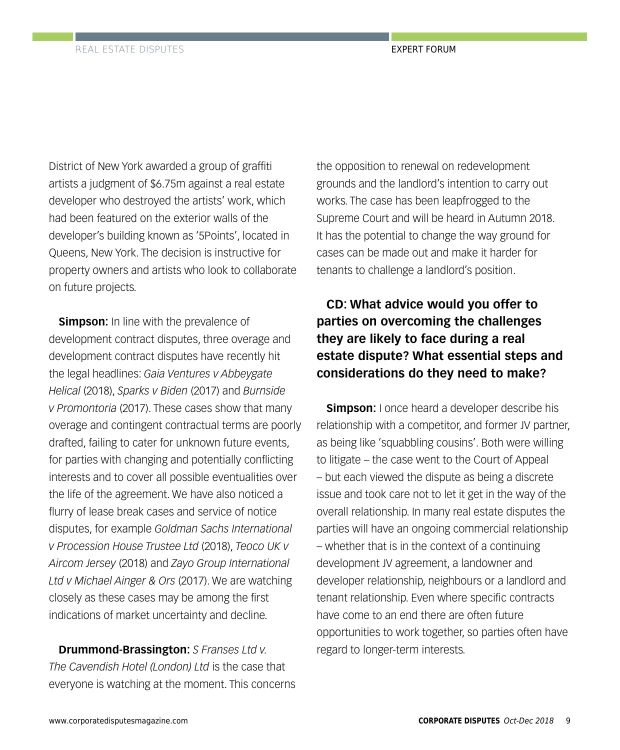District of New York awarded a group of graffiti artists a judgment of $6.75m against a real estate developer who destroyed the artists' work, which had been featured on the exterior walls of the developer's building known as '5Points', located in Queens, New York. The decision is instructive for property owners and artists who look to collaborate on future projects.

**Simpson:** In line with the prevalence of development contract disputes, three overage and development contract disputes have recently hit the legal headlines: *Gaia Ventures v Abbeygate Helical* (2018), *Sparks v Biden* (2017) and *Burnside v Promontoria* (2017). These cases show that many overage and contingent contractual terms are poorly drafted, failing to cater for unknown future events, for parties with changing and potentially conflicting interests and to cover all possible eventualities over the life of the agreement. We have also noticed a flurry of lease break cases and service of notice disputes, for example *Goldman Sachs International v Procession House Trustee Ltd* (2018), *Teoco UK v Aircom Jersey* (2018) and *Zayo Group International Ltd v Michael Ainger & Ors* (2017). We are watching closely as these cases may be among the first indications of market uncertainty and decline.

**Drummond-Brassington:** *S Franses Ltd v. The Cavendish Hotel (London) Ltd* is the case that everyone is watching at the moment. This concerns the opposition to renewal on redevelopment grounds and the landlord's intention to carry out works. The case has been leapfrogged to the Supreme Court and will be heard in Autumn 2018. It has the potential to change the way ground for cases can be made out and make it harder for tenants to challenge a landlord's position.

## CD: What advice would you offer to parties on overcoming the challenges they are likely to face during a real estate dispute? What essential steps and considerations do they need to make?

**Simpson:** I once heard a developer describe his relationship with a competitor, and former JV partner, as being like 'squabbling cousins'. Both were willing to litigate – the case went to the Court of Appeal – but each viewed the dispute as being a discrete issue and took care not to let it get in the way of the overall relationship. In many real estate disputes the parties will have an ongoing commercial relationship – whether that is in the context of a continuing development JV agreement, a landowner and developer relationship, neighbours or a landlord and tenant relationship. Even where specific contracts have come to an end there are often future opportunities to work together, so parties often have regard to longer-term interests.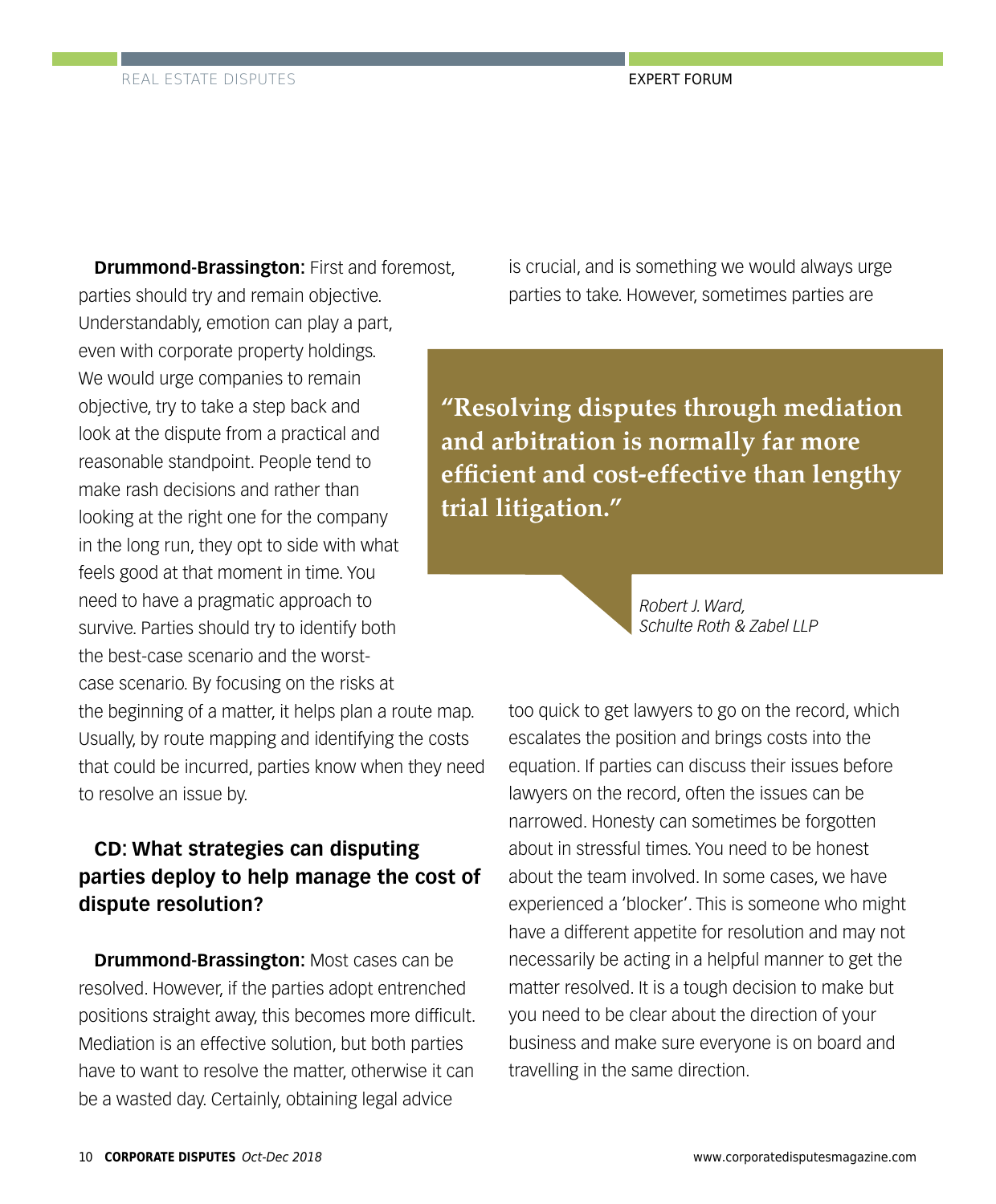**Drummond-Brassington:** First and foremost, parties should try and remain objective. Understandably, emotion can play a part, even with corporate property holdings. We would urge companies to remain objective, try to take a step back and look at the dispute from a practical and reasonable standpoint. People tend to make rash decisions and rather than looking at the right one for the company in the long run, they opt to side with what feels good at that moment in time. You need to have a pragmatic approach to survive. Parties should try to identify both the best-case scenario and the worst-case scenario. By focusing on the risks at the beginning of a matter, it helps plan a route map. Usually, by route mapping and identifying the costs that could be incurred, parties know when they need to resolve an issue by.

**CD: What strategies can disputing parties deploy to help manage the cost of dispute resolution?**

**Drummond-Brassington:** Most cases can be resolved. However, if the parties adopt entrenched positions straight away, this becomes more difficult. Mediation is an effective solution, but both parties have to want to resolve the matter, otherwise it can be a wasted day. Certainly, obtaining legal advice is crucial, and is something we would always urge parties to take. However, sometimes parties are too quick to get lawyers to go on the record, which escalates the position and brings costs into the equation. If parties can discuss their issues before lawyers on the record, often the issues can be narrowed. Honesty can sometimes be forgotten about in stressful times. You need to be honest about the team involved. In some cases, we have experienced a 'blocker'. This is someone who might have a different appetite for resolution and may not necessarily be acting in a helpful manner to get the matter resolved. It is a tough decision to make but you need to be clear about the direction of your business and make sure everyone is on board and travelling in the same direction.

> **"Resolving disputes through mediation and arbitration is normally far more efficient and cost-effective than lengthy trial litigation."**
>
> *Robert J. Ward, Schulte Roth & Zabel LLP*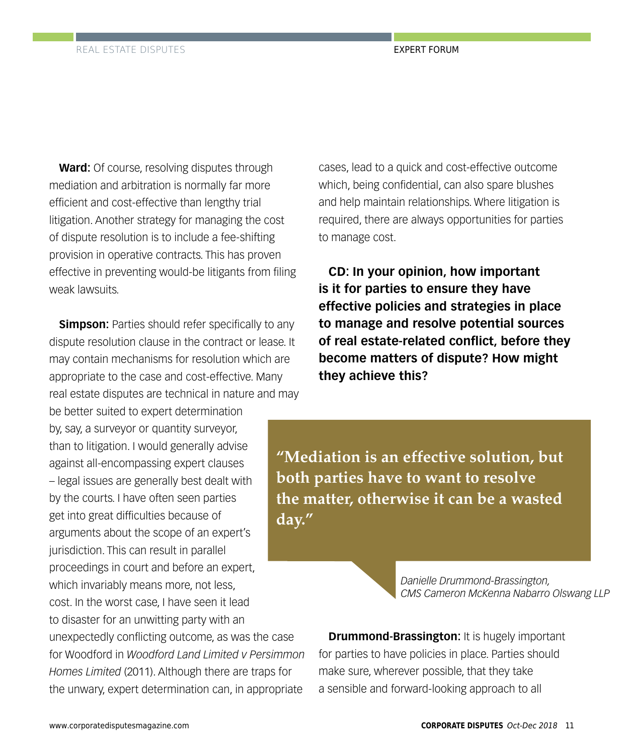**Ward:** Of course, resolving disputes through mediation and arbitration is normally far more efficient and cost-effective than lengthy trial litigation. Another strategy for managing the cost of dispute resolution is to include a fee-shifting provision in operative contracts. This has proven effective in preventing would-be litigants from filing weak lawsuits.

**Simpson:** Parties should refer specifically to any dispute resolution clause in the contract or lease. It may contain mechanisms for resolution which are appropriate to the case and cost-effective. Many real estate disputes are technical in nature and may be better suited to expert determination by, say, a surveyor or quantity surveyor, than to litigation. I would generally advise against all-encompassing expert clauses – legal issues are generally best dealt with by the courts. I have often seen parties get into great difficulties because of arguments about the scope of an expert's jurisdiction. This can result in parallel proceedings in court and before an expert, which invariably means more, not less, cost. In the worst case, I have seen it lead to disaster for an unwitting party with an unexpectedly conflicting outcome, as was the case for Woodford in *Woodford Land Limited v Persimmon Homes Limited* (2011). Although there are traps for the unwary, expert determination can, in appropriate cases, lead to a quick and cost-effective outcome which, being confidential, can also spare blushes and help maintain relationships. Where litigation is required, there are always opportunities for parties to manage cost.

**CD: In your opinion, how important is it for parties to ensure they have effective policies and strategies in place to manage and resolve potential sources of real estate-related conflict, before they become matters of dispute? How might they achieve this?**

> **"Mediation is an effective solution, but both parties have to want to resolve the matter, otherwise it can be a wasted day."**
>
> *Danielle Drummond-Brassington, CMS Cameron McKenna Nabarro Olswang LLP*

**Drummond-Brassington:** It is hugely important for parties to have policies in place. Parties should make sure, wherever possible, that they take a sensible and forward-looking approach to all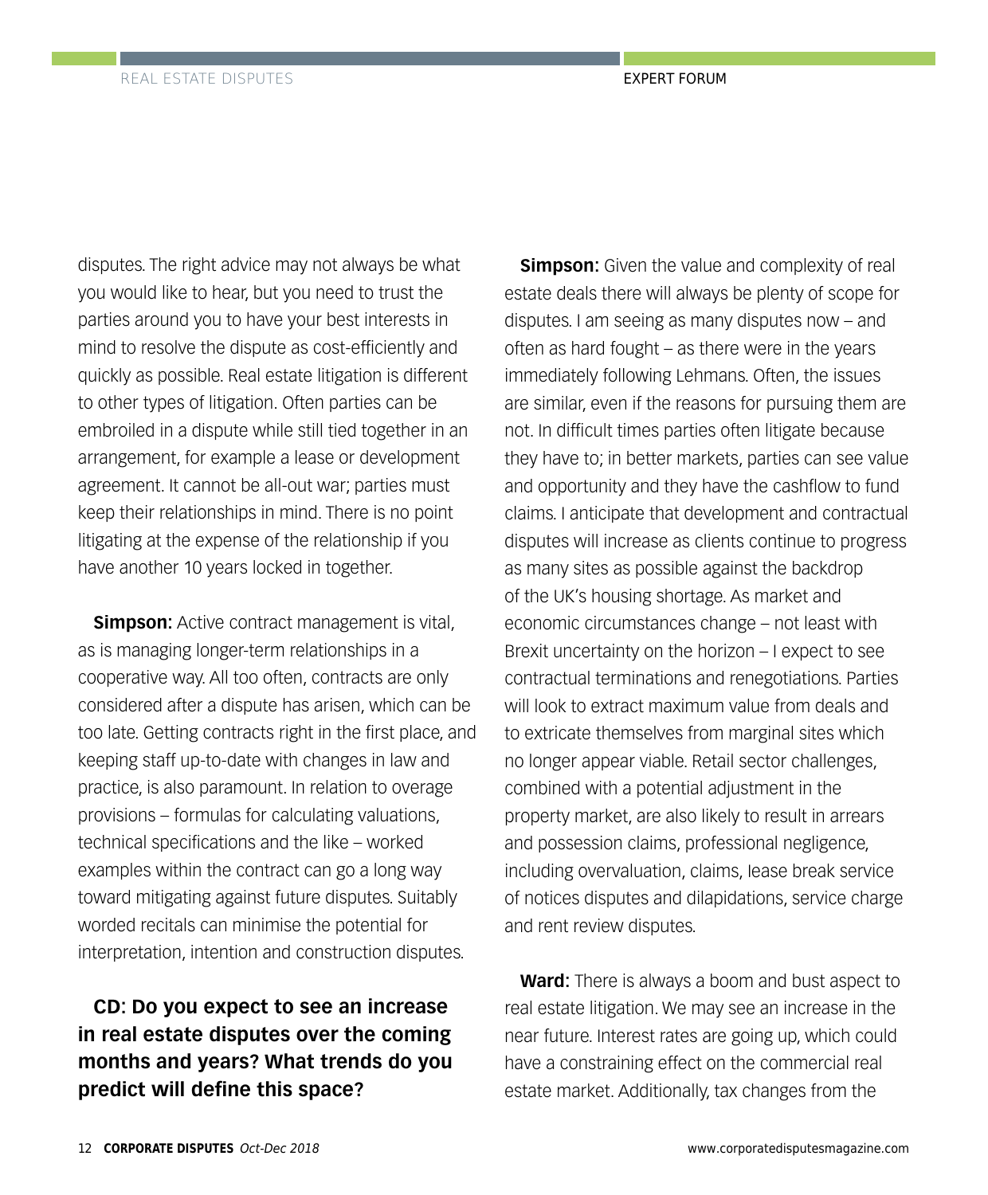disputes. The right advice may not always be what you would like to hear, but you need to trust the parties around you to have your best interests in mind to resolve the dispute as cost-efficiently and quickly as possible. Real estate litigation is different to other types of litigation. Often parties can be embroiled in a dispute while still tied together in an arrangement, for example a lease or development agreement. It cannot be all-out war; parties must keep their relationships in mind. There is no point litigating at the expense of the relationship if you have another 10 years locked in together.

**Simpson:** Active contract management is vital, as is managing longer-term relationships in a cooperative way. All too often, contracts are only considered after a dispute has arisen, which can be too late. Getting contracts right in the first place, and keeping staff up-to-date with changes in law and practice, is also paramount. In relation to overage provisions – formulas for calculating valuations, technical specifications and the like – worked examples within the contract can go a long way toward mitigating against future disputes. Suitably worded recitals can minimise the potential for interpretation, intention and construction disputes.

**CD: Do you expect to see an increase in real estate disputes over the coming months and years? What trends do you predict will define this space?**

**Simpson:** Given the value and complexity of real estate deals there will always be plenty of scope for disputes. I am seeing as many disputes now – and often as hard fought – as there were in the years immediately following Lehmans. Often, the issues are similar, even if the reasons for pursuing them are not. In difficult times parties often litigate because they have to; in better markets, parties can see value and opportunity and they have the cashflow to fund claims. I anticipate that development and contractual disputes will increase as clients continue to progress as many sites as possible against the backdrop of the UK's housing shortage. As market and economic circumstances change – not least with Brexit uncertainty on the horizon – I expect to see contractual terminations and renegotiations. Parties will look to extract maximum value from deals and to extricate themselves from marginal sites which no longer appear viable. Retail sector challenges, combined with a potential adjustment in the property market, are also likely to result in arrears and possession claims, professional negligence, including overvaluation, claims, lease break service of notices disputes and dilapidations, service charge and rent review disputes.

**Ward:** There is always a boom and bust aspect to real estate litigation. We may see an increase in the near future. Interest rates are going up, which could have a constraining effect on the commercial real estate market. Additionally, tax changes from the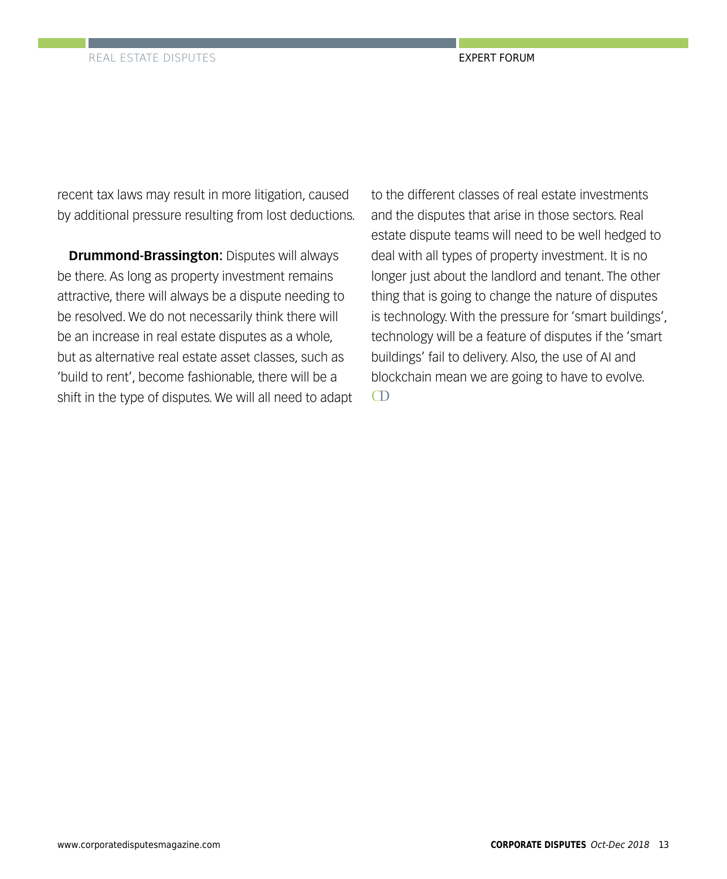recent tax laws may result in more litigation, caused by additional pressure resulting from lost deductions.

**Drummond-Brassington:** Disputes will always be there. As long as property investment remains attractive, there will always be a dispute needing to be resolved. We do not necessarily think there will be an increase in real estate disputes as a whole, but as alternative real estate asset classes, such as 'build to rent', become fashionable, there will be a shift in the type of disputes. We will all need to adapt to the different classes of real estate investments and the disputes that arise in those sectors. Real estate dispute teams will need to be well hedged to deal with all types of property investment. It is no longer just about the landlord and tenant. The other thing that is going to change the nature of disputes is technology. With the pressure for 'smart buildings', technology will be a feature of disputes if the 'smart buildings' fail to delivery. Also, the use of AI and blockchain mean we are going to have to evolve.